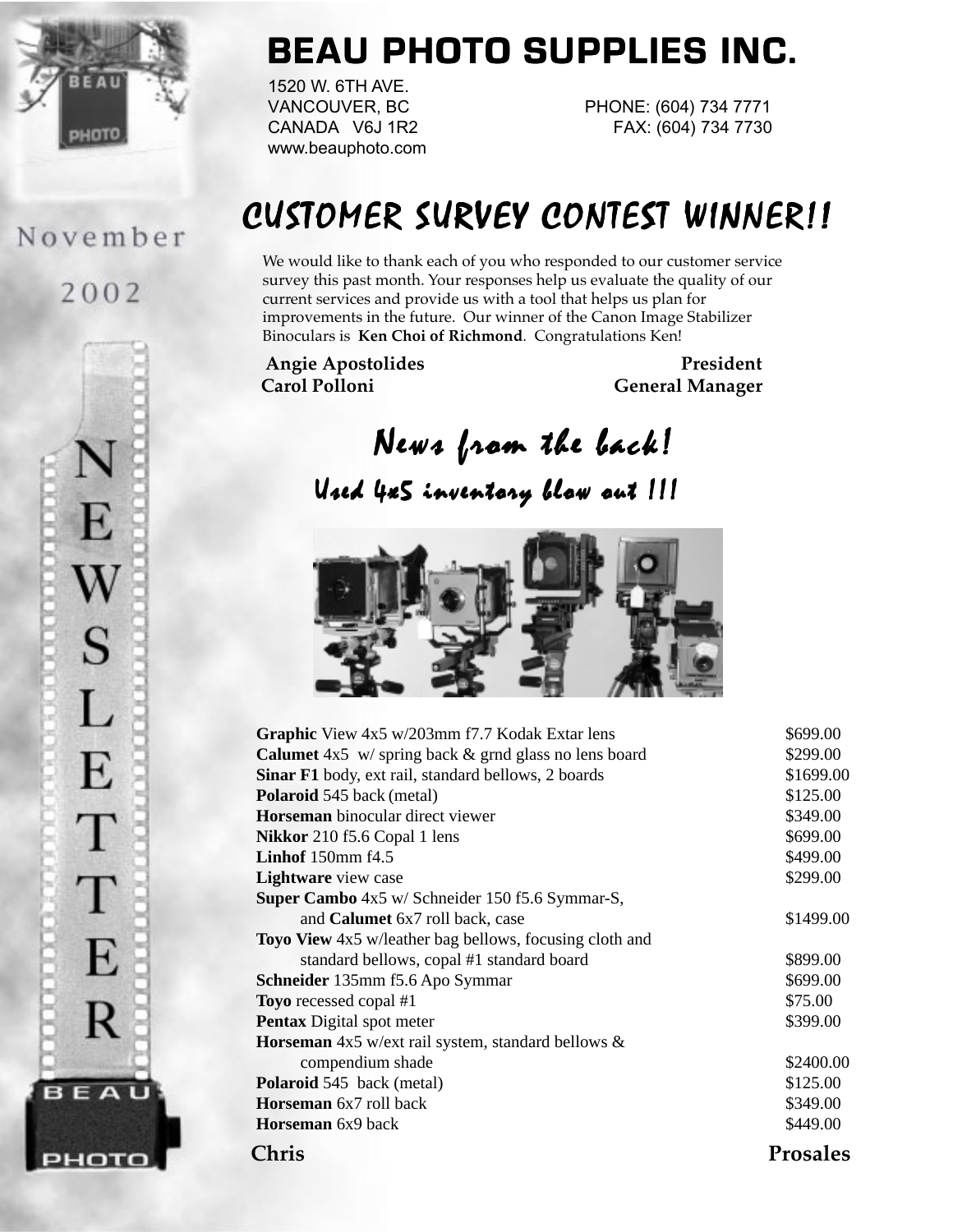# BEAU PHOTO SUPPLIES INC.

1520 W. 6TH AVE.
VANCOUVER, BC
CANADA V6J 1R2
www.beauphoto.com

PHONE: (604) 734 7771
FAX: (604) 734 7730

November 2002

NEWSLETTER

## CUSTOMER SURVEY CONTEST WINNER!!

We would like to thank each of you who responded to our customer service survey this past month. Your responses help us evaluate the quality of our current services and provide us with a tool that helps us plan for improvements in the future. Our winner of the Canon Image Stabilizer Binoculars is **Ken Choi of Richmond**. Congratulations Ken!

**Angie Apostolides** — **President**
**Carol Polloni** — **General Manager**

## *News from the back!*

### *Used 4x5 inventory blow out !!!*

| Item | Price |
|---|---|
| **Graphic** View 4x5 w/203mm f7.7 Kodak Extar lens | $699.00 |
| **Calumet** 4x5 w/ spring back & grnd glass no lens board | $299.00 |
| **Sinar F1** body, ext rail, standard bellows, 2 boards | $1699.00 |
| **Polaroid** 545 back (metal) | $125.00 |
| **Horseman** binocular direct viewer | $349.00 |
| **Nikkor** 210 f5.6 Copal 1 lens | $699.00 |
| **Linhof** 150mm f4.5 | $499.00 |
| **Lightware** view case | $299.00 |
| **Super Cambo** 4x5 w/ Schneider 150 f5.6 Symmar-S, and **Calumet** 6x7 roll back, case | $1499.00 |
| **Toyo View** 4x5 w/leather bag bellows, focusing cloth and standard bellows, copal #1 standard board | $899.00 |
| **Schneider** 135mm f5.6 Apo Symmar | $699.00 |
| **Toyo** recessed copal #1 | $75.00 |
| **Pentax** Digital spot meter | $399.00 |
| **Horseman** 4x5 w/ext rail system, standard bellows & compendium shade | $2400.00 |
| **Polaroid** 545 back (metal) | $125.00 |
| **Horseman** 6x7 roll back | $349.00 |
| **Horseman** 6x9 back | $449.00 |

**Chris** — **Prosales**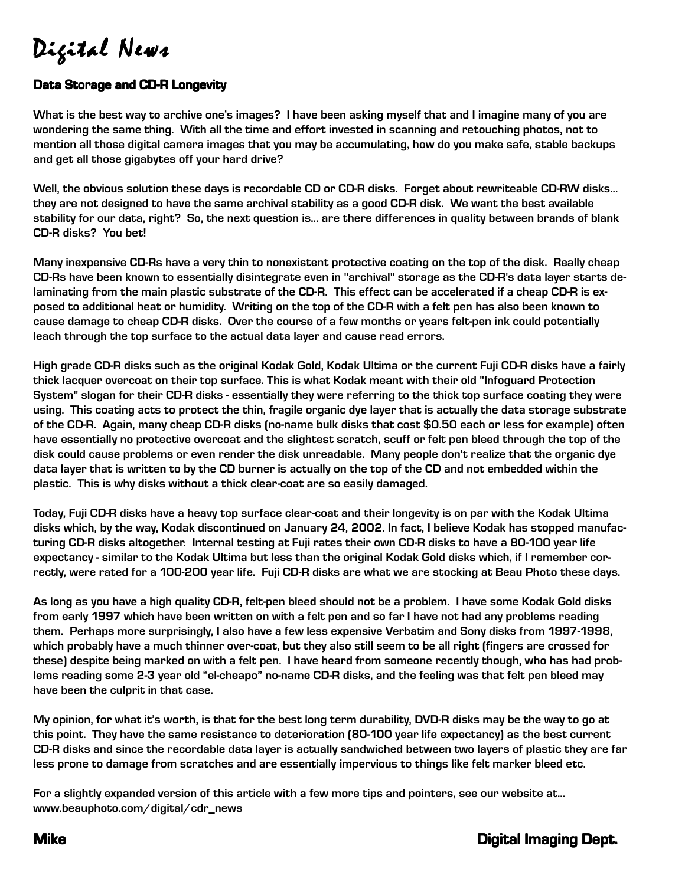# Digital News

## Data Storage and CD-R Longevity

What is the best way to archive one's images? I have been asking myself that and I imagine many of you are wondering the same thing. With all the time and effort invested in scanning and retouching photos, not to mention all those digital camera images that you may be accumulating, how do you make safe, stable backups and get all those gigabytes off your hard drive?

Well, the obvious solution these days is recordable CD or CD-R disks. Forget about rewriteable CD-RW disks... they are not designed to have the same archival stability as a good CD-R disk. We want the best available stability for our data, right? So, the next question is... are there differences in quality between brands of blank CD-R disks? You bet!

Many inexpensive CD-Rs have a very thin to nonexistent protective coating on the top of the disk. Really cheap CD-Rs have been known to essentially disintegrate even in "archival" storage as the CD-R's data layer starts delaminating from the main plastic substrate of the CD-R. This effect can be accelerated if a cheap CD-R is exposed to additional heat or humidity. Writing on the top of the CD-R with a felt pen has also been known to cause damage to cheap CD-R disks. Over the course of a few months or years felt-pen ink could potentially leach through the top surface to the actual data layer and cause read errors.

High grade CD-R disks such as the original Kodak Gold, Kodak Ultima or the current Fuji CD-R disks have a fairly thick lacquer overcoat on their top surface. This is what Kodak meant with their old "Infoguard Protection System" slogan for their CD-R disks - essentially they were referring to the thick top surface coating they were using. This coating acts to protect the thin, fragile organic dye layer that is actually the data storage substrate of the CD-R. Again, many cheap CD-R disks (no-name bulk disks that cost $0.50 each or less for example) often have essentially no protective overcoat and the slightest scratch, scuff or felt pen bleed through the top of the disk could cause problems or even render the disk unreadable. Many people don't realize that the organic dye data layer that is written to by the CD burner is actually on the top of the CD and not embedded within the plastic. This is why disks without a thick clear-coat are so easily damaged.

Today, Fuji CD-R disks have a heavy top surface clear-coat and their longevity is on par with the Kodak Ultima disks which, by the way, Kodak discontinued on January 24, 2002. In fact, I believe Kodak has stopped manufacturing CD-R disks altogether. Internal testing at Fuji rates their own CD-R disks to have a 80-100 year life expectancy - similar to the Kodak Ultima but less than the original Kodak Gold disks which, if I remember correctly, were rated for a 100-200 year life. Fuji CD-R disks are what we are stocking at Beau Photo these days.

As long as you have a high quality CD-R, felt-pen bleed should not be a problem. I have some Kodak Gold disks from early 1997 which have been written on with a felt pen and so far I have not had any problems reading them. Perhaps more surprisingly, I also have a few less expensive Verbatim and Sony disks from 1997-1998, which probably have a much thinner over-coat, but they also still seem to be all right (fingers are crossed for these) despite being marked on with a felt pen. I have heard from someone recently though, who has had problems reading some 2-3 year old "el-cheapo" no-name CD-R disks, and the feeling was that felt pen bleed may have been the culprit in that case.

My opinion, for what it's worth, is that for the best long term durability, DVD-R disks may be the way to go at this point. They have the same resistance to deterioration (80-100 year life expectancy) as the best current CD-R disks and since the recordable data layer is actually sandwiched between two layers of plastic they are far less prone to damage from scratches and are essentially impervious to things like felt marker bleed etc.

For a slightly expanded version of this article with a few more tips and pointers, see our website at... www.beauphoto.com/digital/cdr_news

**Mike** **Digital Imaging Dept.**